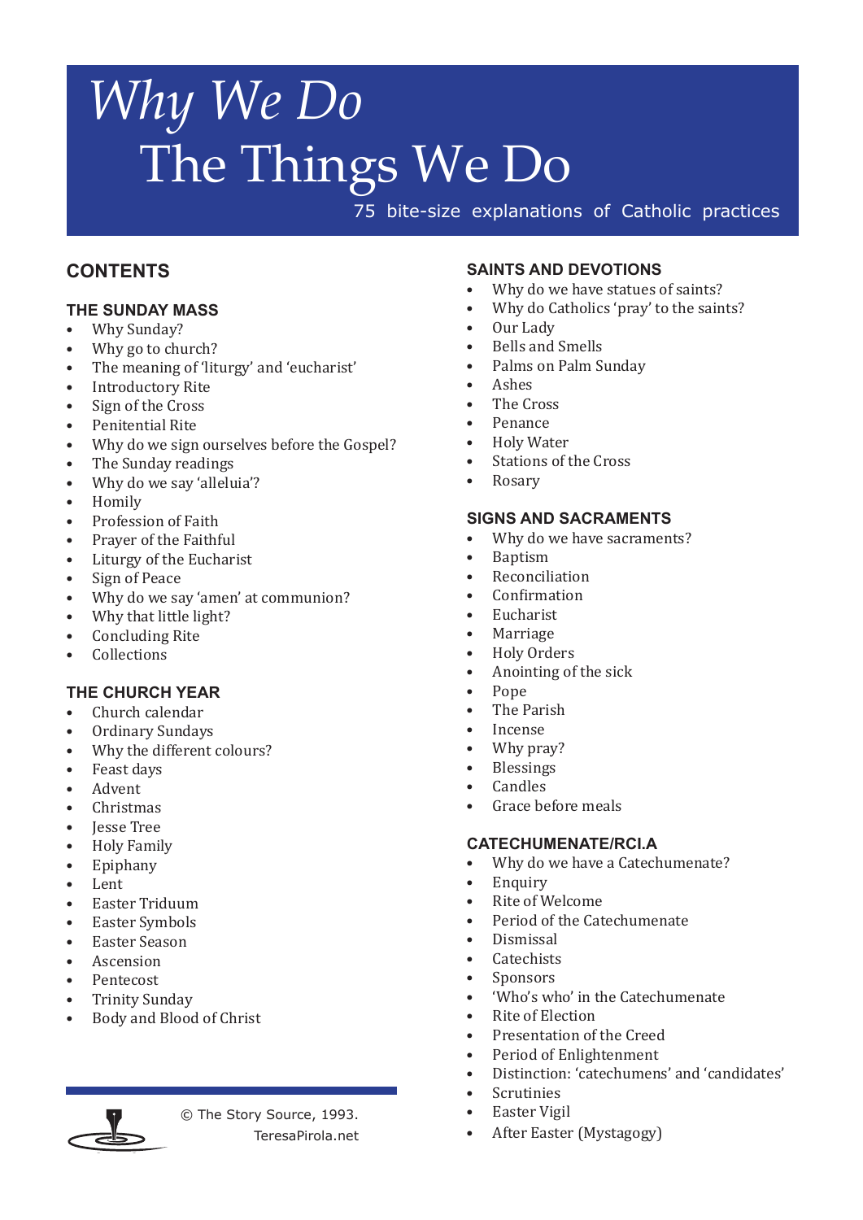# *Why We Do* The Things We Do

75 bite-size explanations of Catholic practices

## CONTENTS

### THE SUNDAY MASS

- Why Sunday?
- Why go to church?
- The meaning of 'liturgy' and 'eucharist'
- Introductory Rite
- Sign of the Cross
- Penitential Rite
- Why do we sign ourselves before the Gospel?
- The Sunday readings
- Why do we say 'alleluia'?
- Homily
- Profession of Faith
- Prayer of the Faithful
- Liturgy of the Eucharist
- Sign of Peace
- Why do we say 'amen' at communion?
- Why that little light?
- Concluding Rite
- Collections

### THE CHURCH YEAR

- Church calendar
- Ordinary Sundays
- Why the different colours?
- Feast days
- Advent
- Christmas
- Jesse Tree
- Holy Family
- Epiphany
- Lent
- Easter Triduum
- Easter Symbols
- Easter Season
- Ascension
- Pentecost
- Trinity Sunday
- Body and Blood of Christ

### SAINTS AND DEVOTIONS

- Why do we have statues of saints?
- Why do Catholics 'pray' to the saints?
- Our Lady
- Bells and Smells
- Palms on Palm Sunday
- Ashes
- The Cross
- Penance
- Holy Water
- Stations of the Cross
- Rosary

### SIGNS AND SACRAMENTS

- Why do we have sacraments?
- Baptism
- Reconciliation
- Confirmation
- Eucharist
- Marriage
- Holy Orders
- Anointing of the sick
- Pope
- The Parish
- Incense
- Why pray?
- Blessings
- Candles
- Grace before meals

### CATECHUMENATE/RCIA

- Why do we have a Catechumenate?
- Enquiry
- Rite of Welcome
- Period of the Catechumenate
- Dismissal
- Catechists
- Sponsors
- 'Who's who' in the Catechumenate
- Rite of Election
- Presentation of the Creed
- Period of Enlightenment
- Distinction: 'catechumens' and 'candidates'
- Scrutinies
- Easter Vigil
- After Easter (Mystagogy)

© The Story Source, 1993.
TeresaPirola.net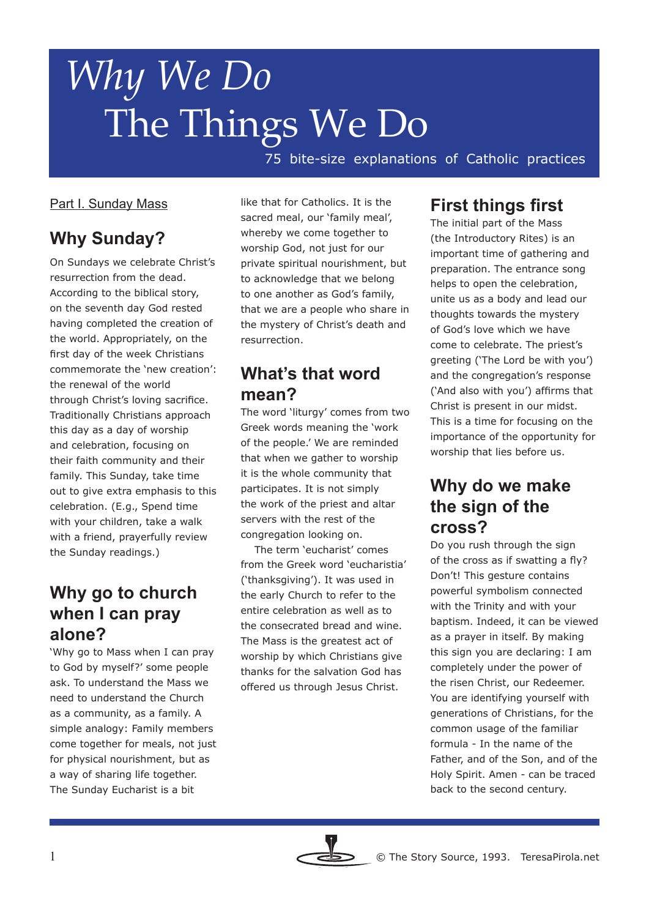# *Why We Do* The Things We Do

75 bite-size explanations of Catholic practices

Part I. Sunday Mass

## Why Sunday?

On Sundays we celebrate Christ's resurrection from the dead. According to the biblical story, on the seventh day God rested having completed the creation of the world. Appropriately, on the first day of the week Christians commemorate the 'new creation': the renewal of the world through Christ's loving sacrifice. Traditionally Christians approach this day as a day of worship and celebration, focusing on their faith community and their family. This Sunday, take time out to give extra emphasis to this celebration. (E.g., Spend time with your children, take a walk with a friend, prayerfully review the Sunday readings.)

## Why go to church when I can pray alone?

'Why go to Mass when I can pray to God by myself?' some people ask. To understand the Mass we need to understand the Church as a community, as a family. A simple analogy: Family members come together for meals, not just for physical nourishment, but as a way of sharing life together. The Sunday Eucharist is a bit like that for Catholics. It is the sacred meal, our 'family meal', whereby we come together to worship God, not just for our private spiritual nourishment, but to acknowledge that we belong to one another as God's family, that we are a people who share in the mystery of Christ's death and resurrection.

## What's that word mean?

The word 'liturgy' comes from two Greek words meaning the 'work of the people.' We are reminded that when we gather to worship it is the whole community that participates. It is not simply the work of the priest and altar servers with the rest of the congregation looking on.

The term 'eucharist' comes from the Greek word 'eucharistia' ('thanksgiving'). It was used in the early Church to refer to the entire celebration as well as to the consecrated bread and wine. The Mass is the greatest act of worship by which Christians give thanks for the salvation God has offered us through Jesus Christ.

## First things first

The initial part of the Mass (the Introductory Rites) is an important time of gathering and preparation. The entrance song helps to open the celebration, unite us as a body and lead our thoughts towards the mystery of God's love which we have come to celebrate. The priest's greeting ('The Lord be with you') and the congregation's response ('And also with you') affirms that Christ is present in our midst. This is a time for focusing on the importance of the opportunity for worship that lies before us.

## Why do we make the sign of the cross?

Do you rush through the sign of the cross as if swatting a fly? Don't! This gesture contains powerful symbolism connected with the Trinity and with your baptism. Indeed, it can be viewed as a prayer in itself. By making this sign you are declaring: I am completely under the power of the risen Christ, our Redeemer. You are identifying yourself with generations of Christians, for the common usage of the familiar formula - In the name of the Father, and of the Son, and of the Holy Spirit. Amen - can be traced back to the second century.

© The Story Source, 1993. TeresaPirola.net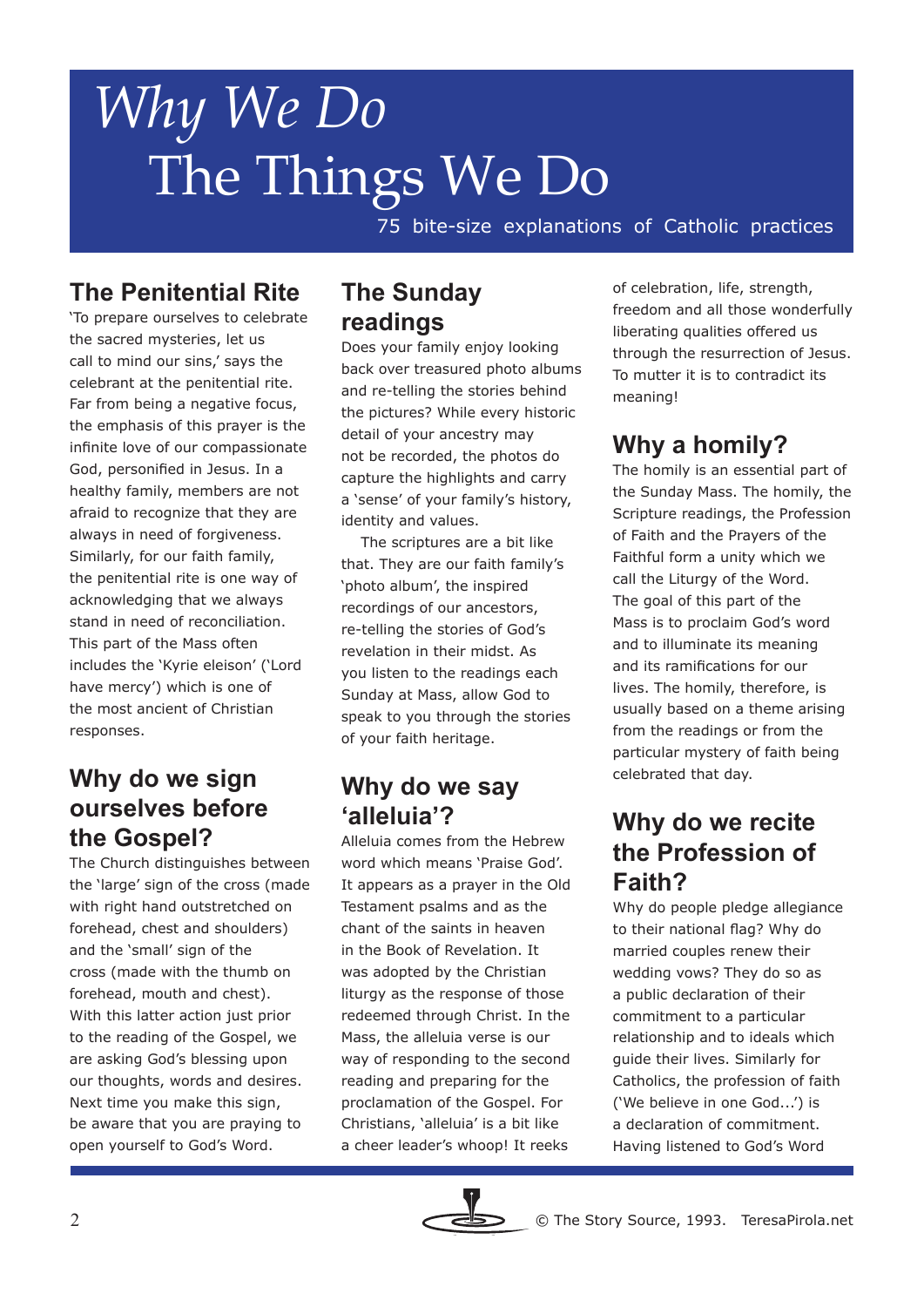# *Why We Do* The Things We Do

75 bite-size explanations of Catholic practices

## The Penitential Rite

'To prepare ourselves to celebrate the sacred mysteries, let us call to mind our sins,' says the celebrant at the penitential rite. Far from being a negative focus, the emphasis of this prayer is the infinite love of our compassionate God, personified in Jesus. In a healthy family, members are not afraid to recognize that they are always in need of forgiveness. Similarly, for our faith family, the penitential rite is one way of acknowledging that we always stand in need of reconciliation. This part of the Mass often includes the 'Kyrie eleison' ('Lord have mercy') which is one of the most ancient of Christian responses.

## Why do we sign ourselves before the Gospel?

The Church distinguishes between the 'large' sign of the cross (made with right hand outstretched on forehead, chest and shoulders) and the 'small' sign of the cross (made with the thumb on forehead, mouth and chest). With this latter action just prior to the reading of the Gospel, we are asking God's blessing upon our thoughts, words and desires. Next time you make this sign, be aware that you are praying to open yourself to God's Word.

## The Sunday readings

Does your family enjoy looking back over treasured photo albums and re-telling the stories behind the pictures? While every historic detail of your ancestry may not be recorded, the photos do capture the highlights and carry a 'sense' of your family's history, identity and values.

The scriptures are a bit like that. They are our faith family's 'photo album', the inspired recordings of our ancestors, re-telling the stories of God's revelation in their midst. As you listen to the readings each Sunday at Mass, allow God to speak to you through the stories of your faith heritage.

## Why do we say 'alleluia'?

Alleluia comes from the Hebrew word which means 'Praise God'. It appears as a prayer in the Old Testament psalms and as the chant of the saints in heaven in the Book of Revelation. It was adopted by the Christian liturgy as the response of those redeemed through Christ. In the Mass, the alleluia verse is our way of responding to the second reading and preparing for the proclamation of the Gospel. For Christians, 'alleluia' is a bit like a cheer leader's whoop! It reeks of celebration, life, strength, freedom and all those wonderfully liberating qualities offered us through the resurrection of Jesus. To mutter it is to contradict its meaning!

## Why a homily?

The homily is an essential part of the Sunday Mass. The homily, the Scripture readings, the Profession of Faith and the Prayers of the Faithful form a unity which we call the Liturgy of the Word. The goal of this part of the Mass is to proclaim God's word and to illuminate its meaning and its ramifications for our lives. The homily, therefore, is usually based on a theme arising from the readings or from the particular mystery of faith being celebrated that day.

## Why do we recite the Profession of Faith?

Why do people pledge allegiance to their national flag? Why do married couples renew their wedding vows? They do so as a public declaration of their commitment to a particular relationship and to ideals which guide their lives. Similarly for Catholics, the profession of faith ('We believe in one God...') is a declaration of commitment. Having listened to God's Word

© The Story Source, 1993. TeresaPirola.net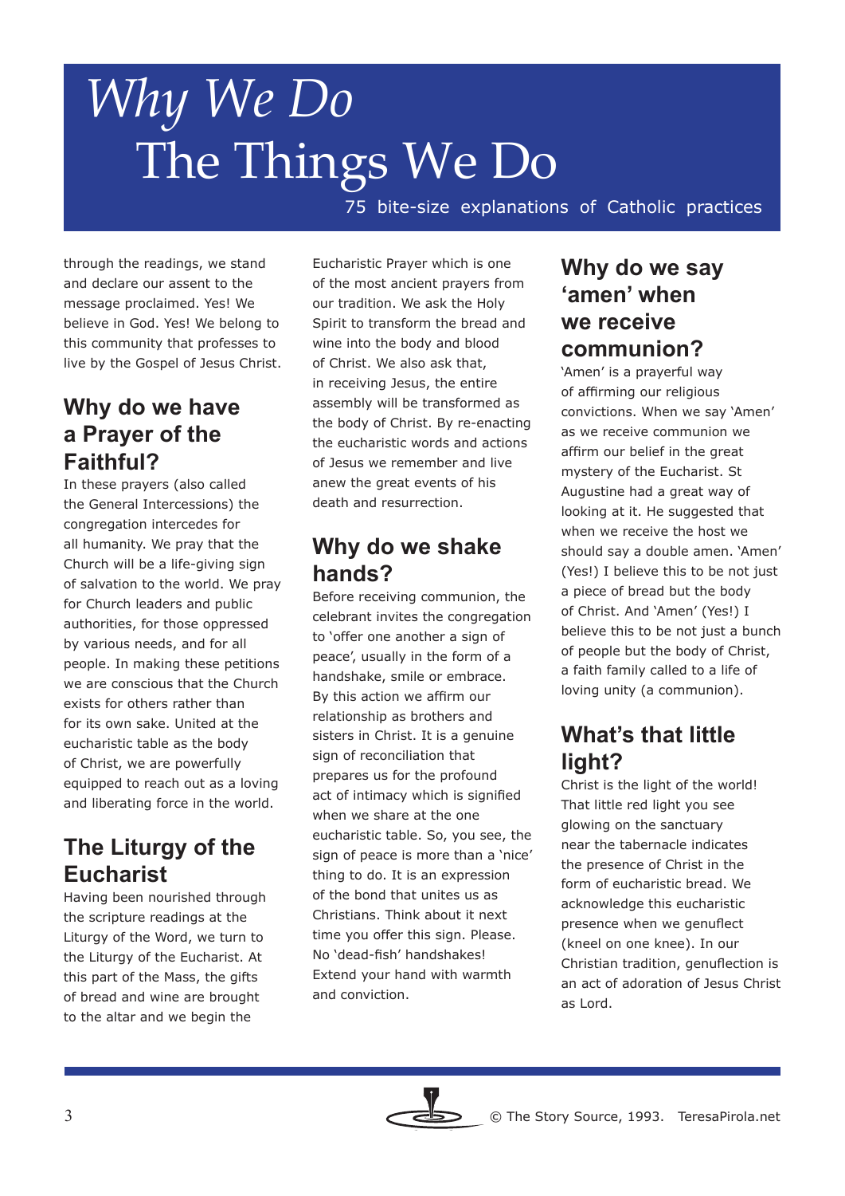through the readings, we stand and declare our assent to the message proclaimed. Yes! We believe in God. Yes! We belong to this community that professes to live by the Gospel of Jesus Christ.

## Why do we have a Prayer of the Faithful?

In these prayers (also called the General Intercessions) the congregation intercedes for all humanity. We pray that the Church will be a life-giving sign of salvation to the world. We pray for Church leaders and public authorities, for those oppressed by various needs, and for all people. In making these petitions we are conscious that the Church exists for others rather than for its own sake. United at the eucharistic table as the body of Christ, we are powerfully equipped to reach out as a loving and liberating force in the world.

## The Liturgy of the Eucharist

Having been nourished through the scripture readings at the Liturgy of the Word, we turn to the Liturgy of the Eucharist. At this part of the Mass, the gifts of bread and wine are brought to the altar and we begin the Eucharistic Prayer which is one of the most ancient prayers from our tradition. We ask the Holy Spirit to transform the bread and wine into the body and blood of Christ. We also ask that, in receiving Jesus, the entire assembly will be transformed as the body of Christ. By re-enacting the eucharistic words and actions of Jesus we remember and live anew the great events of his death and resurrection.

## Why do we shake hands?

Before receiving communion, the celebrant invites the congregation to 'offer one another a sign of peace', usually in the form of a handshake, smile or embrace. By this action we affirm our relationship as brothers and sisters in Christ. It is a genuine sign of reconciliation that prepares us for the profound act of intimacy which is signified when we share at the one eucharistic table. So, you see, the sign of peace is more than a 'nice' thing to do. It is an expression of the bond that unites us as Christians. Think about it next time you offer this sign. Please. No 'dead-fish' handshakes! Extend your hand with warmth and conviction.

## Why do we say 'amen' when we receive communion?

'Amen' is a prayerful way of affirming our religious convictions. When we say 'Amen' as we receive communion we affirm our belief in the great mystery of the Eucharist. St Augustine had a great way of looking at it. He suggested that when we receive the host we should say a double amen. 'Amen' (Yes!) I believe this to be not just a piece of bread but the body of Christ. And 'Amen' (Yes!) I believe this to be not just a bunch of people but the body of Christ, a faith family called to a life of loving unity (a communion).

## What's that little light?

Christ is the light of the world! That little red light you see glowing on the sanctuary near the tabernacle indicates the presence of Christ in the form of eucharistic bread. We acknowledge this eucharistic presence when we genuflect (kneel on one knee). In our Christian tradition, genuflection is an act of adoration of Jesus Christ as Lord.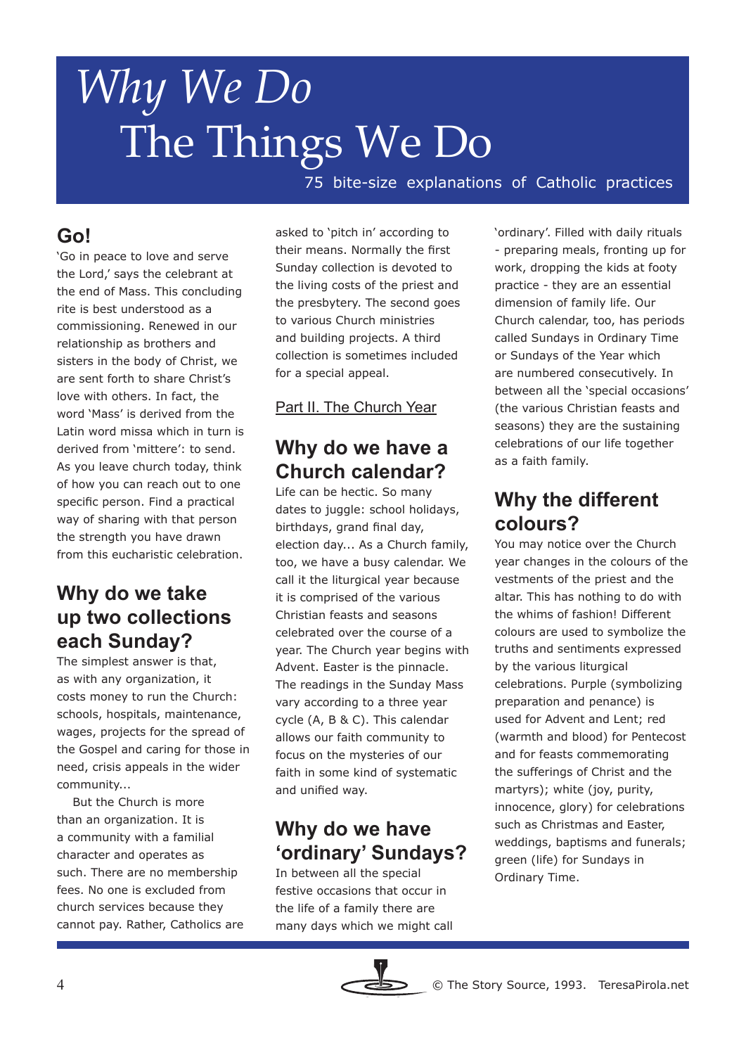# *Why We Do* The Things We Do

75 bite-size explanations of Catholic practices

## Go!

'Go in peace to love and serve the Lord,' says the celebrant at the end of Mass. This concluding rite is best understood as a commissioning. Renewed in our relationship as brothers and sisters in the body of Christ, we are sent forth to share Christ's love with others. In fact, the word 'Mass' is derived from the Latin word missa which in turn is derived from 'mittere': to send. As you leave church today, think of how you can reach out to one specific person. Find a practical way of sharing with that person the strength you have drawn from this eucharistic celebration.

## Why do we take up two collections each Sunday?

The simplest answer is that, as with any organization, it costs money to run the Church: schools, hospitals, maintenance, wages, projects for the spread of the Gospel and caring for those in need, crisis appeals in the wider community...

But the Church is more than an organization. It is a community with a familial character and operates as such. There are no membership fees. No one is excluded from church services because they cannot pay. Rather, Catholics are asked to 'pitch in' according to their means. Normally the first Sunday collection is devoted to the living costs of the priest and the presbytery. The second goes to various Church ministries and building projects. A third collection is sometimes included for a special appeal.

Part II. The Church Year

## Why do we have a Church calendar?

Life can be hectic. So many dates to juggle: school holidays, birthdays, grand final day, election day... As a Church family, too, we have a busy calendar. We call it the liturgical year because it is comprised of the various Christian feasts and seasons celebrated over the course of a year. The Church year begins with Advent. Easter is the pinnacle. The readings in the Sunday Mass vary according to a three year cycle (A, B & C). This calendar allows our faith community to focus on the mysteries of our faith in some kind of systematic and unified way.

## Why do we have 'ordinary' Sundays?

In between all the special festive occasions that occur in the life of a family there are many days which we might call 'ordinary'. Filled with daily rituals - preparing meals, fronting up for work, dropping the kids at footy practice - they are an essential dimension of family life. Our Church calendar, too, has periods called Sundays in Ordinary Time or Sundays of the Year which are numbered consecutively. In between all the 'special occasions' (the various Christian feasts and seasons) they are the sustaining celebrations of our life together as a faith family.

## Why the different colours?

You may notice over the Church year changes in the colours of the vestments of the priest and the altar. This has nothing to do with the whims of fashion! Different colours are used to symbolize the truths and sentiments expressed by the various liturgical celebrations. Purple (symbolizing preparation and penance) is used for Advent and Lent; red (warmth and blood) for Pentecost and for feasts commemorating the sufferings of Christ and the martyrs); white (joy, purity, innocence, glory) for celebrations such as Christmas and Easter, weddings, baptisms and funerals; green (life) for Sundays in Ordinary Time.

© The Story Source, 1993. TeresaPirola.net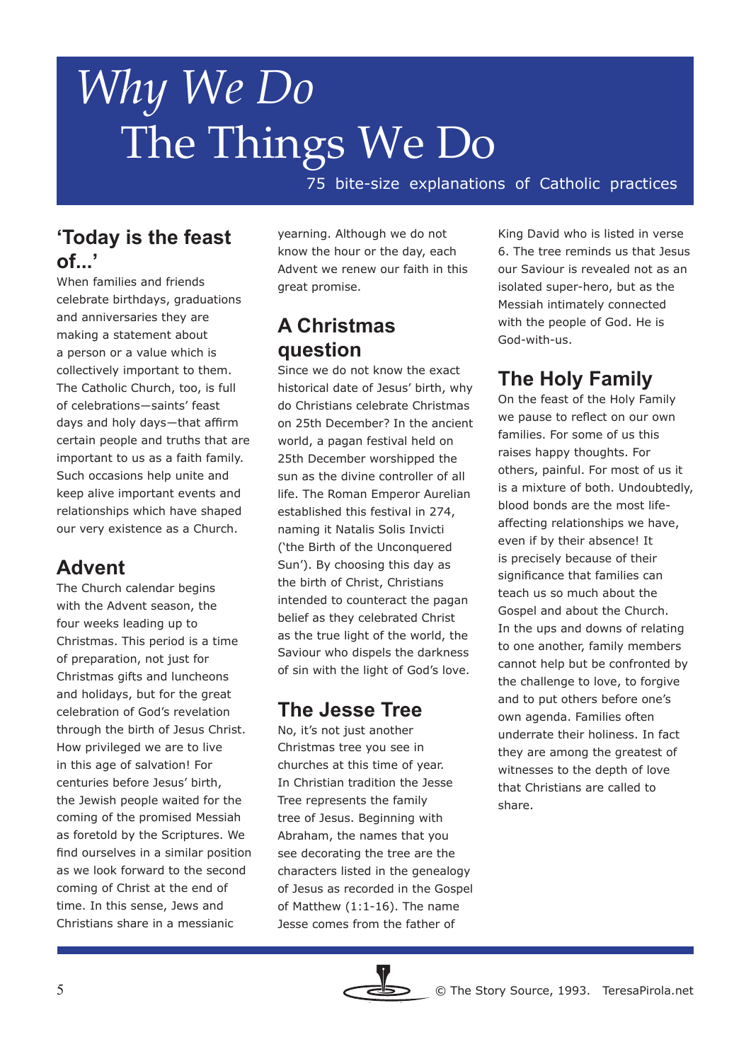# *Why We Do* The Things We Do

75 bite-size explanations of Catholic practices

## 'Today is the feast of...'

When families and friends celebrate birthdays, graduations and anniversaries they are making a statement about a person or a value which is collectively important to them. The Catholic Church, too, is full of celebrations—saints' feast days and holy days—that affirm certain people and truths that are important to us as a faith family. Such occasions help unite and keep alive important events and relationships which have shaped our very existence as a Church.

## Advent

The Church calendar begins with the Advent season, the four weeks leading up to Christmas. This period is a time of preparation, not just for Christmas gifts and luncheons and holidays, but for the great celebration of God's revelation through the birth of Jesus Christ. How privileged we are to live in this age of salvation! For centuries before Jesus' birth, the Jewish people waited for the coming of the promised Messiah as foretold by the Scriptures. We find ourselves in a similar position as we look forward to the second coming of Christ at the end of time. In this sense, Jews and Christians share in a messianic yearning. Although we do not know the hour or the day, each Advent we renew our faith in this great promise.

## A Christmas question

Since we do not know the exact historical date of Jesus' birth, why do Christians celebrate Christmas on 25th December? In the ancient world, a pagan festival held on 25th December worshipped the sun as the divine controller of all life. The Roman Emperor Aurelian established this festival in 274, naming it Natalis Solis Invicti ('the Birth of the Unconquered Sun'). By choosing this day as the birth of Christ, Christians intended to counteract the pagan belief as they celebrated Christ as the true light of the world, the Saviour who dispels the darkness of sin with the light of God's love.

## The Jesse Tree

No, it's not just another Christmas tree you see in churches at this time of year. In Christian tradition the Jesse Tree represents the family tree of Jesus. Beginning with Abraham, the names that you see decorating the tree are the characters listed in the genealogy of Jesus as recorded in the Gospel of Matthew (1:1-16). The name Jesse comes from the father of King David who is listed in verse 6. The tree reminds us that Jesus our Saviour is revealed not as an isolated super-hero, but as the Messiah intimately connected with the people of God. He is God-with-us.

## The Holy Family

On the feast of the Holy Family we pause to reflect on our own families. For some of us this raises happy thoughts. For others, painful. For most of us it is a mixture of both. Undoubtedly, blood bonds are the most life-affecting relationships we have, even if by their absence! It is precisely because of their significance that families can teach us so much about the Gospel and about the Church. In the ups and downs of relating to one another, family members cannot help but be confronted by the challenge to love, to forgive and to put others before one's own agenda. Families often underrate their holiness. In fact they are among the greatest of witnesses to the depth of love that Christians are called to share.

© The Story Source, 1993. TeresaPirola.net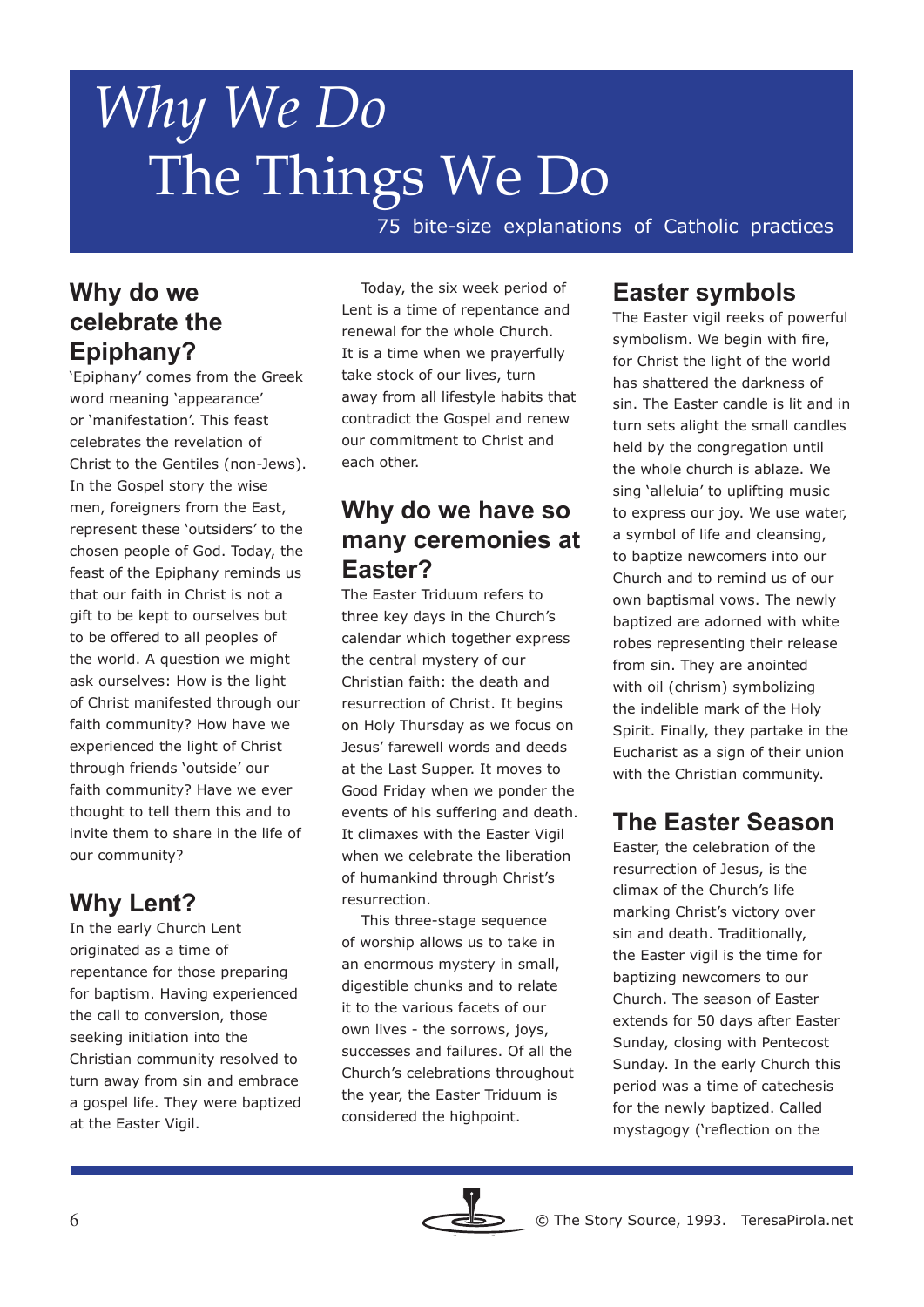# *Why We Do* The Things We Do

75 bite-size explanations of Catholic practices

## Why do we celebrate the Epiphany?

'Epiphany' comes from the Greek word meaning 'appearance' or 'manifestation'. This feast celebrates the revelation of Christ to the Gentiles (non-Jews). In the Gospel story the wise men, foreigners from the East, represent these 'outsiders' to the chosen people of God. Today, the feast of the Epiphany reminds us that our faith in Christ is not a gift to be kept to ourselves but to be offered to all peoples of the world. A question we might ask ourselves: How is the light of Christ manifested through our faith community? How have we experienced the light of Christ through friends 'outside' our faith community? Have we ever thought to tell them this and to invite them to share in the life of our community?

## Why Lent?

In the early Church Lent originated as a time of repentance for those preparing for baptism. Having experienced the call to conversion, those seeking initiation into the Christian community resolved to turn away from sin and embrace a gospel life. They were baptized at the Easter Vigil.

Today, the six week period of Lent is a time of repentance and renewal for the whole Church. It is a time when we prayerfully take stock of our lives, turn away from all lifestyle habits that contradict the Gospel and renew our commitment to Christ and each other.

## Why do we have so many ceremonies at Easter?

The Easter Triduum refers to three key days in the Church's calendar which together express the central mystery of our Christian faith: the death and resurrection of Christ. It begins on Holy Thursday as we focus on Jesus' farewell words and deeds at the Last Supper. It moves to Good Friday when we ponder the events of his suffering and death. It climaxes with the Easter Vigil when we celebrate the liberation of humankind through Christ's resurrection.

This three-stage sequence of worship allows us to take in an enormous mystery in small, digestible chunks and to relate it to the various facets of our own lives - the sorrows, joys, successes and failures. Of all the Church's celebrations throughout the year, the Easter Triduum is considered the highpoint.

## Easter symbols

The Easter vigil reeks of powerful symbolism. We begin with fire, for Christ the light of the world has shattered the darkness of sin. The Easter candle is lit and in turn sets alight the small candles held by the congregation until the whole church is ablaze. We sing 'alleluia' to uplifting music to express our joy. We use water, a symbol of life and cleansing, to baptize newcomers into our Church and to remind us of our own baptismal vows. The newly baptized are adorned with white robes representing their release from sin. They are anointed with oil (chrism) symbolizing the indelible mark of the Holy Spirit. Finally, they partake in the Eucharist as a sign of their union with the Christian community.

## The Easter Season

Easter, the celebration of the resurrection of Jesus, is the climax of the Church's life marking Christ's victory over sin and death. Traditionally, the Easter vigil is the time for baptizing newcomers to our Church. The season of Easter extends for 50 days after Easter Sunday, closing with Pentecost Sunday. In the early Church this period was a time of catechesis for the newly baptized. Called mystagogy ('reflection on the

© The Story Source, 1993. TeresaPirola.net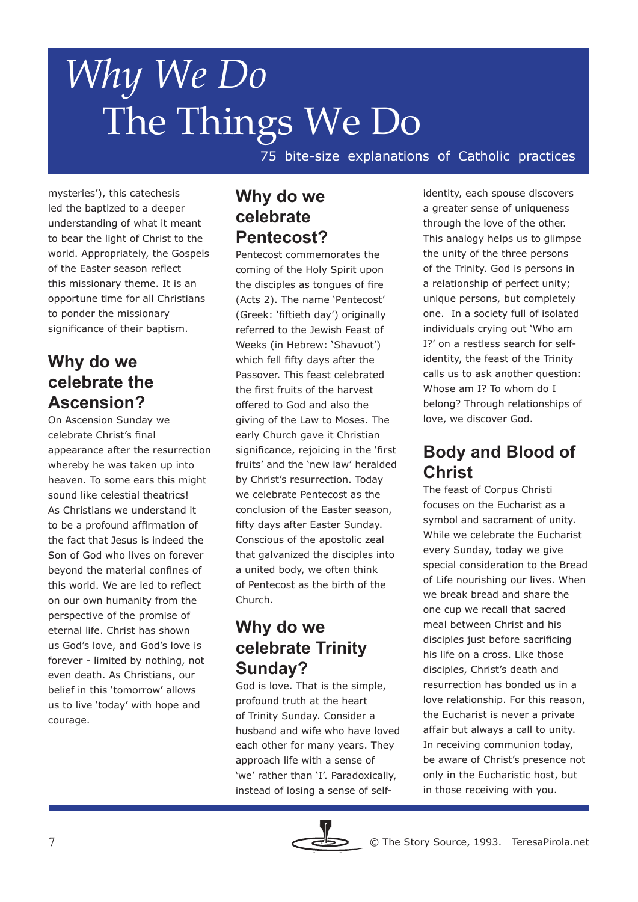mysteries'), this catechesis led the baptized to a deeper understanding of what it meant to bear the light of Christ to the world. Appropriately, the Gospels of the Easter season reflect this missionary theme. It is an opportune time for all Christians to ponder the missionary significance of their baptism.

## Why do we celebrate the Ascension?

On Ascension Sunday we celebrate Christ's final appearance after the resurrection whereby he was taken up into heaven. To some ears this might sound like celestial theatrics! As Christians we understand it to be a profound affirmation of the fact that Jesus is indeed the Son of God who lives on forever beyond the material confines of this world. We are led to reflect on our own humanity from the perspective of the promise of eternal life. Christ has shown us God's love, and God's love is forever - limited by nothing, not even death. As Christians, our belief in this 'tomorrow' allows us to live 'today' with hope and courage.

## Why do we celebrate Pentecost?

Pentecost commemorates the coming of the Holy Spirit upon the disciples as tongues of fire (Acts 2). The name 'Pentecost' (Greek: 'fiftieth day') originally referred to the Jewish Feast of Weeks (in Hebrew: 'Shavuot') which fell fifty days after the Passover. This feast celebrated the first fruits of the harvest offered to God and also the giving of the Law to Moses. The early Church gave it Christian significance, rejoicing in the 'first fruits' and the 'new law' heralded by Christ's resurrection. Today we celebrate Pentecost as the conclusion of the Easter season, fifty days after Easter Sunday. Conscious of the apostolic zeal that galvanized the disciples into a united body, we often think of Pentecost as the birth of the Church.

## Why do we celebrate Trinity Sunday?

God is love. That is the simple, profound truth at the heart of Trinity Sunday. Consider a husband and wife who have loved each other for many years. They approach life with a sense of 'we' rather than 'I'. Paradoxically, instead of losing a sense of self-identity, each spouse discovers a greater sense of uniqueness through the love of the other. This analogy helps us to glimpse the unity of the three persons of the Trinity. God is persons in a relationship of perfect unity; unique persons, but completely one. In a society full of isolated individuals crying out 'Who am I?' on a restless search for self-identity, the feast of the Trinity calls us to ask another question: Whose am I? To whom do I belong? Through relationships of love, we discover God.

## Body and Blood of Christ

The feast of Corpus Christi focuses on the Eucharist as a symbol and sacrament of unity. While we celebrate the Eucharist every Sunday, today we give special consideration to the Bread of Life nourishing our lives. When we break bread and share the one cup we recall that sacred meal between Christ and his disciples just before sacrificing his life on a cross. Like those disciples, Christ's death and resurrection has bonded us in a love relationship. For this reason, the Eucharist is never a private affair but always a call to unity. In receiving communion today, be aware of Christ's presence not only in the Eucharistic host, but in those receiving with you.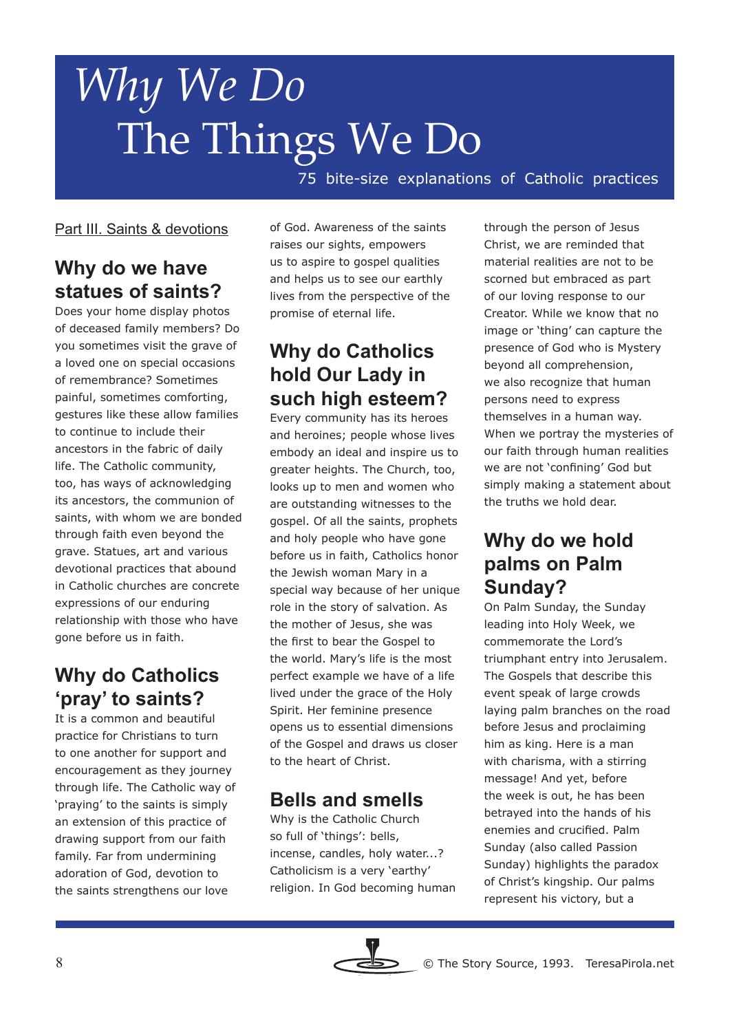# Why We Do The Things We Do

75 bite-size explanations of Catholic practices

Part III. Saints & devotions

## Why do we have statues of saints?

Does your home display photos of deceased family members? Do you sometimes visit the grave of a loved one on special occasions of remembrance? Sometimes painful, sometimes comforting, gestures like these allow families to continue to include their ancestors in the fabric of daily life. The Catholic community, too, has ways of acknowledging its ancestors, the communion of saints, with whom we are bonded through faith even beyond the grave. Statues, art and various devotional practices that abound in Catholic churches are concrete expressions of our enduring relationship with those who have gone before us in faith.

## Why do Catholics 'pray' to saints?

It is a common and beautiful practice for Christians to turn to one another for support and encouragement as they journey through life. The Catholic way of 'praying' to the saints is simply an extension of this practice of drawing support from our faith family. Far from undermining adoration of God, devotion to the saints strengthens our love of God. Awareness of the saints raises our sights, empowers us to aspire to gospel qualities and helps us to see our earthly lives from the perspective of the promise of eternal life.

## Why do Catholics hold Our Lady in such high esteem?

Every community has its heroes and heroines; people whose lives embody an ideal and inspire us to greater heights. The Church, too, looks up to men and women who are outstanding witnesses to the gospel. Of all the saints, prophets and holy people who have gone before us in faith, Catholics honor the Jewish woman Mary in a special way because of her unique role in the story of salvation. As the mother of Jesus, she was the first to bear the Gospel to the world. Mary's life is the most perfect example we have of a life lived under the grace of the Holy Spirit. Her feminine presence opens us to essential dimensions of the Gospel and draws us closer to the heart of Christ.

## Bells and smells

Why is the Catholic Church so full of 'things': bells, incense, candles, holy water...? Catholicism is a very 'earthy' religion. In God becoming human through the person of Jesus Christ, we are reminded that material realities are not to be scorned but embraced as part of our loving response to our Creator. While we know that no image or 'thing' can capture the presence of God who is Mystery beyond all comprehension, we also recognize that human persons need to express themselves in a human way. When we portray the mysteries of our faith through human realities we are not 'confining' God but simply making a statement about the truths we hold dear.

## Why do we hold palms on Palm Sunday?

On Palm Sunday, the Sunday leading into Holy Week, we commemorate the Lord's triumphant entry into Jerusalem. The Gospels that describe this event speak of large crowds laying palm branches on the road before Jesus and proclaiming him as king. Here is a man with charisma, with a stirring message! And yet, before the week is out, he has been betrayed into the hands of his enemies and crucified. Palm Sunday (also called Passion Sunday) highlights the paradox of Christ's kingship. Our palms represent his victory, but a

© The Story Source, 1993. TeresaPirola.net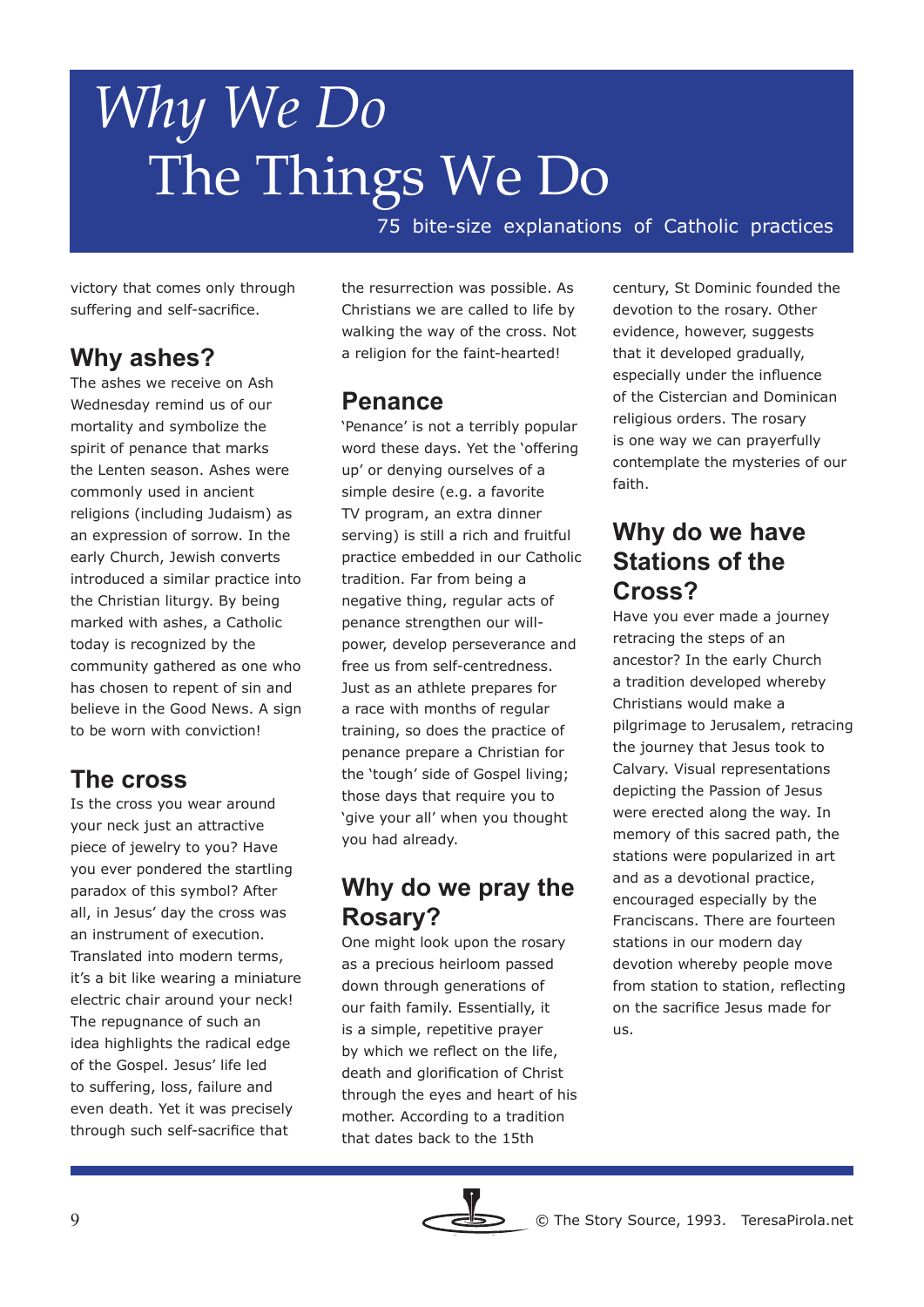victory that comes only through suffering and self-sacrifice.

## Why ashes?

The ashes we receive on Ash Wednesday remind us of our mortality and symbolize the spirit of penance that marks the Lenten season. Ashes were commonly used in ancient religions (including Judaism) as an expression of sorrow. In the early Church, Jewish converts introduced a similar practice into the Christian liturgy. By being marked with ashes, a Catholic today is recognized by the community gathered as one who has chosen to repent of sin and believe in the Good News. A sign to be worn with conviction!

## The cross

Is the cross you wear around your neck just an attractive piece of jewelry to you? Have you ever pondered the startling paradox of this symbol? After all, in Jesus' day the cross was an instrument of execution. Translated into modern terms, it's a bit like wearing a miniature electric chair around your neck! The repugnance of such an idea highlights the radical edge of the Gospel. Jesus' life led to suffering, loss, failure and even death. Yet it was precisely through such self-sacrifice that the resurrection was possible. As Christians we are called to life by walking the way of the cross. Not a religion for the faint-hearted!

## Penance

'Penance' is not a terribly popular word these days. Yet the 'offering up' or denying ourselves of a simple desire (e.g. a favorite TV program, an extra dinner serving) is still a rich and fruitful practice embedded in our Catholic tradition. Far from being a negative thing, regular acts of penance strengthen our will-power, develop perseverance and free us from self-centredness. Just as an athlete prepares for a race with months of regular training, so does the practice of penance prepare a Christian for the 'tough' side of Gospel living; those days that require you to 'give your all' when you thought you had already.

## Why do we pray the Rosary?

One might look upon the rosary as a precious heirloom passed down through generations of our faith family. Essentially, it is a simple, repetitive prayer by which we reflect on the life, death and glorification of Christ through the eyes and heart of his mother. According to a tradition that dates back to the 15th century, St Dominic founded the devotion to the rosary. Other evidence, however, suggests that it developed gradually, especially under the influence of the Cistercian and Dominican religious orders. The rosary is one way we can prayerfully contemplate the mysteries of our faith.

## Why do we have Stations of the Cross?

Have you ever made a journey retracing the steps of an ancestor? In the early Church a tradition developed whereby Christians would make a pilgrimage to Jerusalem, retracing the journey that Jesus took to Calvary. Visual representations depicting the Passion of Jesus were erected along the way. In memory of this sacred path, the stations were popularized in art and as a devotional practice, encouraged especially by the Franciscans. There are fourteen stations in our modern day devotion whereby people move from station to station, reflecting on the sacrifice Jesus made for us.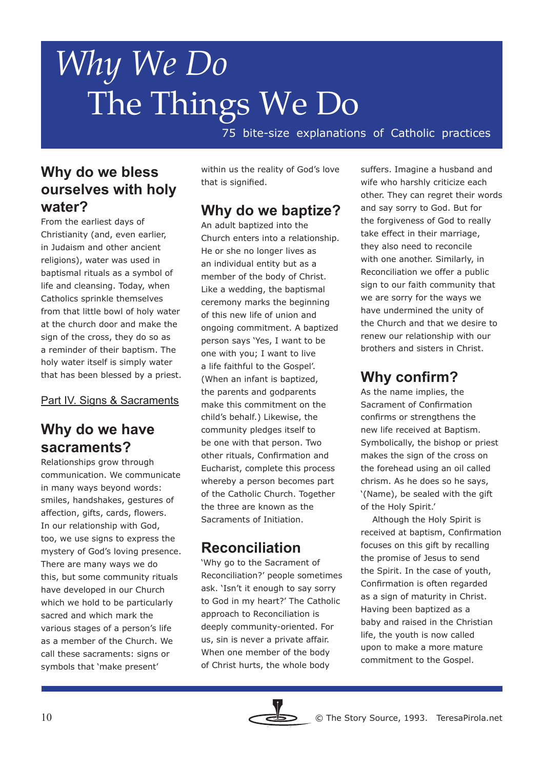# *Why We Do* The Things We Do

75 bite-size explanations of Catholic practices

## Why do we bless ourselves with holy water?

From the earliest days of Christianity (and, even earlier, in Judaism and other ancient religions), water was used in baptismal rituals as a symbol of life and cleansing. Today, when Catholics sprinkle themselves from that little bowl of holy water at the church door and make the sign of the cross, they do so as a reminder of their baptism. The holy water itself is simply water that has been blessed by a priest.

Part IV. Signs & Sacraments

## Why do we have sacraments?

Relationships grow through communication. We communicate in many ways beyond words: smiles, handshakes, gestures of affection, gifts, cards, flowers. In our relationship with God, too, we use signs to express the mystery of God's loving presence. There are many ways we do this, but some community rituals have developed in our Church which we hold to be particularly sacred and which mark the various stages of a person's life as a member of the Church. We call these sacraments: signs or symbols that 'make present' within us the reality of God's love that is signified.

## Why do we baptize?

An adult baptized into the Church enters into a relationship. He or she no longer lives as an individual entity but as a member of the body of Christ. Like a wedding, the baptismal ceremony marks the beginning of this new life of union and ongoing commitment. A baptized person says 'Yes, I want to be one with you; I want to live a life faithful to the Gospel'. (When an infant is baptized, the parents and godparents make this commitment on the child's behalf.) Likewise, the community pledges itself to be one with that person. Two other rituals, Confirmation and Eucharist, complete this process whereby a person becomes part of the Catholic Church. Together the three are known as the Sacraments of Initiation.

## Reconciliation

'Why go to the Sacrament of Reconciliation?' people sometimes ask. 'Isn't it enough to say sorry to God in my heart?' The Catholic approach to Reconciliation is deeply community-oriented. For us, sin is never a private affair. When one member of the body of Christ hurts, the whole body suffers. Imagine a husband and wife who harshly criticize each other. They can regret their words and say sorry to God. But for the forgiveness of God to really take effect in their marriage, they also need to reconcile with one another. Similarly, in Reconciliation we offer a public sign to our faith community that we are sorry for the ways we have undermined the unity of the Church and that we desire to renew our relationship with our brothers and sisters in Christ.

## Why confirm?

As the name implies, the Sacrament of Confirmation confirms or strengthens the new life received at Baptism. Symbolically, the bishop or priest makes the sign of the cross on the forehead using an oil called chrism. As he does so he says, '(Name), be sealed with the gift of the Holy Spirit.'

Although the Holy Spirit is received at baptism, Confirmation focuses on this gift by recalling the promise of Jesus to send the Spirit. In the case of youth, Confirmation is often regarded as a sign of maturity in Christ. Having been baptized as a baby and raised in the Christian life, the youth is now called upon to make a more mature commitment to the Gospel.

© The Story Source, 1993. TeresaPirola.net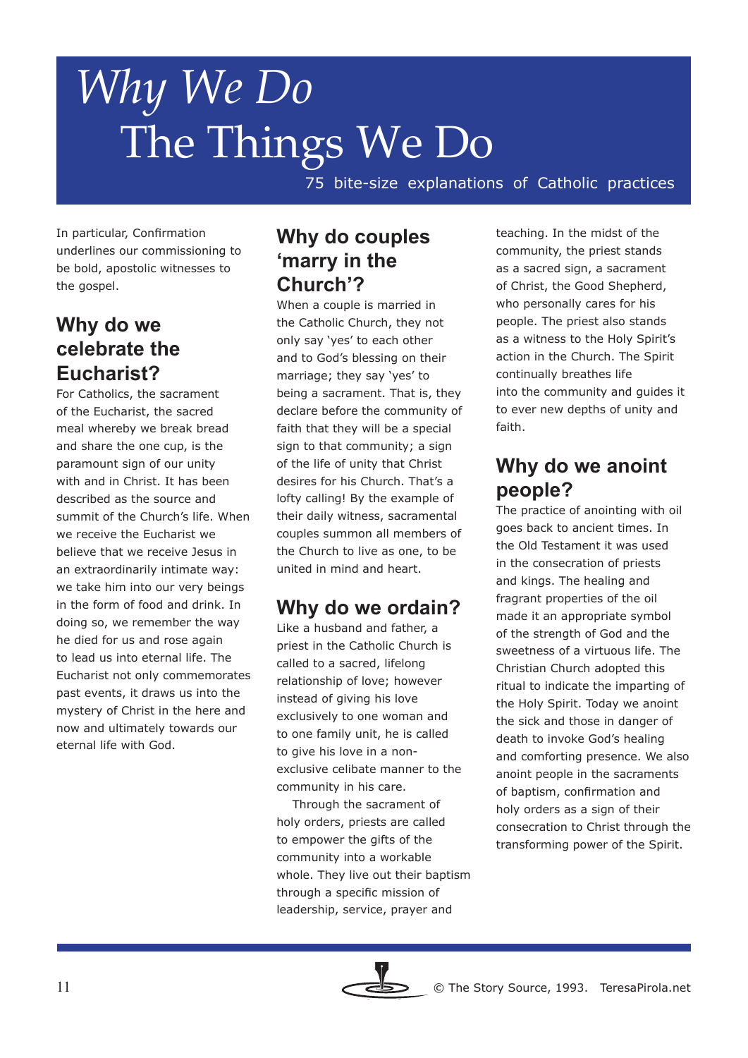In particular, Confirmation underlines our commissioning to be bold, apostolic witnesses to the gospel.

## Why do we celebrate the Eucharist?

For Catholics, the sacrament of the Eucharist, the sacred meal whereby we break bread and share the one cup, is the paramount sign of our unity with and in Christ. It has been described as the source and summit of the Church's life. When we receive the Eucharist we believe that we receive Jesus in an extraordinarily intimate way: we take him into our very beings in the form of food and drink. In doing so, we remember the way he died for us and rose again to lead us into eternal life. The Eucharist not only commemorates past events, it draws us into the mystery of Christ in the here and now and ultimately towards our eternal life with God.

## Why do couples 'marry in the Church'?

When a couple is married in the Catholic Church, they not only say 'yes' to each other and to God's blessing on their marriage; they say 'yes' to being a sacrament. That is, they declare before the community of faith that they will be a special sign to that community; a sign of the life of unity that Christ desires for his Church. That's a lofty calling! By the example of their daily witness, sacramental couples summon all members of the Church to live as one, to be united in mind and heart.

## Why do we ordain?

Like a husband and father, a priest in the Catholic Church is called to a sacred, lifelong relationship of love; however instead of giving his love exclusively to one woman and to one family unit, he is called to give his love in a non-exclusive celibate manner to the community in his care.

Through the sacrament of holy orders, priests are called to empower the gifts of the community into a workable whole. They live out their baptism through a specific mission of leadership, service, prayer and teaching. In the midst of the community, the priest stands as a sacred sign, a sacrament of Christ, the Good Shepherd, who personally cares for his people. The priest also stands as a witness to the Holy Spirit's action in the Church. The Spirit continually breathes life into the community and guides it to ever new depths of unity and faith.

## Why do we anoint people?

The practice of anointing with oil goes back to ancient times. In the Old Testament it was used in the consecration of priests and kings. The healing and fragrant properties of the oil made it an appropriate symbol of the strength of God and the sweetness of a virtuous life. The Christian Church adopted this ritual to indicate the imparting of the Holy Spirit. Today we anoint the sick and those in danger of death to invoke God's healing and comforting presence. We also anoint people in the sacraments of baptism, confirmation and holy orders as a sign of their consecration to Christ through the transforming power of the Spirit.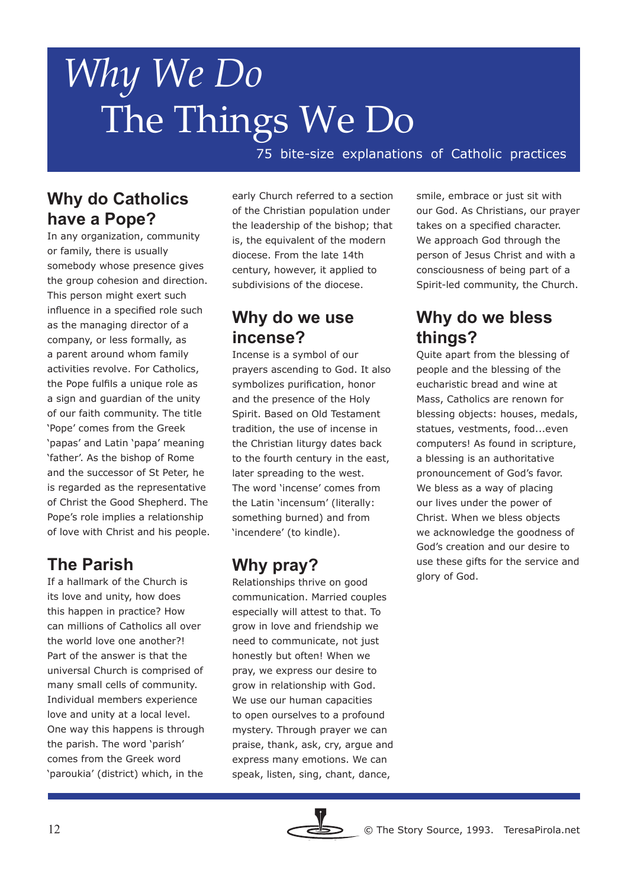# *Why We Do* The Things We Do

75 bite-size explanations of Catholic practices

## Why do Catholics have a Pope?

In any organization, community or family, there is usually somebody whose presence gives the group cohesion and direction. This person might exert such influence in a specified role such as the managing director of a company, or less formally, as a parent around whom family activities revolve. For Catholics, the Pope fulfils a unique role as a sign and guardian of the unity of our faith community. The title 'Pope' comes from the Greek 'papas' and Latin 'papa' meaning 'father'. As the bishop of Rome and the successor of St Peter, he is regarded as the representative of Christ the Good Shepherd. The Pope's role implies a relationship of love with Christ and his people.

## The Parish

If a hallmark of the Church is its love and unity, how does this happen in practice? How can millions of Catholics all over the world love one another?! Part of the answer is that the universal Church is comprised of many small cells of community. Individual members experience love and unity at a local level. One way this happens is through the parish. The word 'parish' comes from the Greek word 'paroukia' (district) which, in the early Church referred to a section of the Christian population under the leadership of the bishop; that is, the equivalent of the modern diocese. From the late 14th century, however, it applied to subdivisions of the diocese.

## Why do we use incense?

Incense is a symbol of our prayers ascending to God. It also symbolizes purification, honor and the presence of the Holy Spirit. Based on Old Testament tradition, the use of incense in the Christian liturgy dates back to the fourth century in the east, later spreading to the west. The word 'incense' comes from the Latin 'incensum' (literally: something burned) and from 'incendere' (to kindle).

## Why pray?

Relationships thrive on good communication. Married couples especially will attest to that. To grow in love and friendship we need to communicate, not just honestly but often! When we pray, we express our desire to grow in relationship with God. We use our human capacities to open ourselves to a profound mystery. Through prayer we can praise, thank, ask, cry, argue and express many emotions. We can speak, listen, sing, chant, dance, smile, embrace or just sit with our God. As Christians, our prayer takes on a specified character. We approach God through the person of Jesus Christ and with a consciousness of being part of a Spirit-led community, the Church.

## Why do we bless things?

Quite apart from the blessing of people and the blessing of the eucharistic bread and wine at Mass, Catholics are renown for blessing objects: houses, medals, statues, vestments, food...even computers! As found in scripture, a blessing is an authoritative pronouncement of God's favor. We bless as a way of placing our lives under the power of Christ. When we bless objects we acknowledge the goodness of God's creation and our desire to use these gifts for the service and glory of God.

© The Story Source, 1993. TeresaPirola.net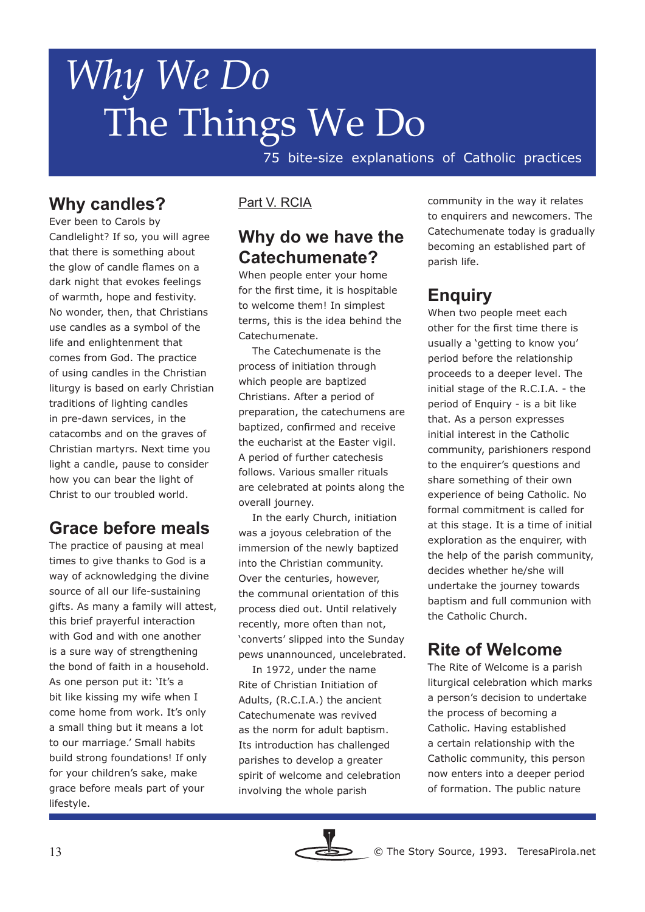# *Why We Do* The Things We Do

75 bite-size explanations of Catholic practices

## Why candles?

Ever been to Carols by Candlelight? If so, you will agree that there is something about the glow of candle flames on a dark night that evokes feelings of warmth, hope and festivity. No wonder, then, that Christians use candles as a symbol of the life and enlightenment that comes from God. The practice of using candles in the Christian liturgy is based on early Christian traditions of lighting candles in pre-dawn services, in the catacombs and on the graves of Christian martyrs. Next time you light a candle, pause to consider how you can bear the light of Christ to our troubled world.

## Grace before meals

The practice of pausing at meal times to give thanks to God is a way of acknowledging the divine source of all our life-sustaining gifts. As many a family will attest, this brief prayerful interaction with God and with one another is a sure way of strengthening the bond of faith in a household. As one person put it: 'It's a bit like kissing my wife when I come home from work. It's only a small thing but it means a lot to our marriage.' Small habits build strong foundations! If only for your children's sake, make grace before meals part of your lifestyle.

Part V. RCIA

## Why do we have the Catechumenate?

When people enter your home for the first time, it is hospitable to welcome them! In simplest terms, this is the idea behind the Catechumenate.

The Catechumenate is the process of initiation through which people are baptized Christians. After a period of preparation, the catechumens are baptized, confirmed and receive the eucharist at the Easter vigil. A period of further catechesis follows. Various smaller rituals are celebrated at points along the overall journey.

In the early Church, initiation was a joyous celebration of the immersion of the newly baptized into the Christian community. Over the centuries, however, the communal orientation of this process died out. Until relatively recently, more often than not, 'converts' slipped into the Sunday pews unannounced, uncelebrated.

In 1972, under the name Rite of Christian Initiation of Adults, (R.C.I.A.) the ancient Catechumenate was revived as the norm for adult baptism. Its introduction has challenged parishes to develop a greater spirit of welcome and celebration involving the whole parish community in the way it relates to enquirers and newcomers. The Catechumenate today is gradually becoming an established part of parish life.

## Enquiry

When two people meet each other for the first time there is usually a 'getting to know you' period before the relationship proceeds to a deeper level. The initial stage of the R.C.I.A. - the period of Enquiry - is a bit like that. As a person expresses initial interest in the Catholic community, parishioners respond to the enquirer's questions and share something of their own experience of being Catholic. No formal commitment is called for at this stage. It is a time of initial exploration as the enquirer, with the help of the parish community, decides whether he/she will undertake the journey towards baptism and full communion with the Catholic Church.

## Rite of Welcome

The Rite of Welcome is a parish liturgical celebration which marks a person's decision to undertake the process of becoming a Catholic. Having established a certain relationship with the Catholic community, this person now enters into a deeper period of formation. The public nature

© The Story Source, 1993. TeresaPirola.net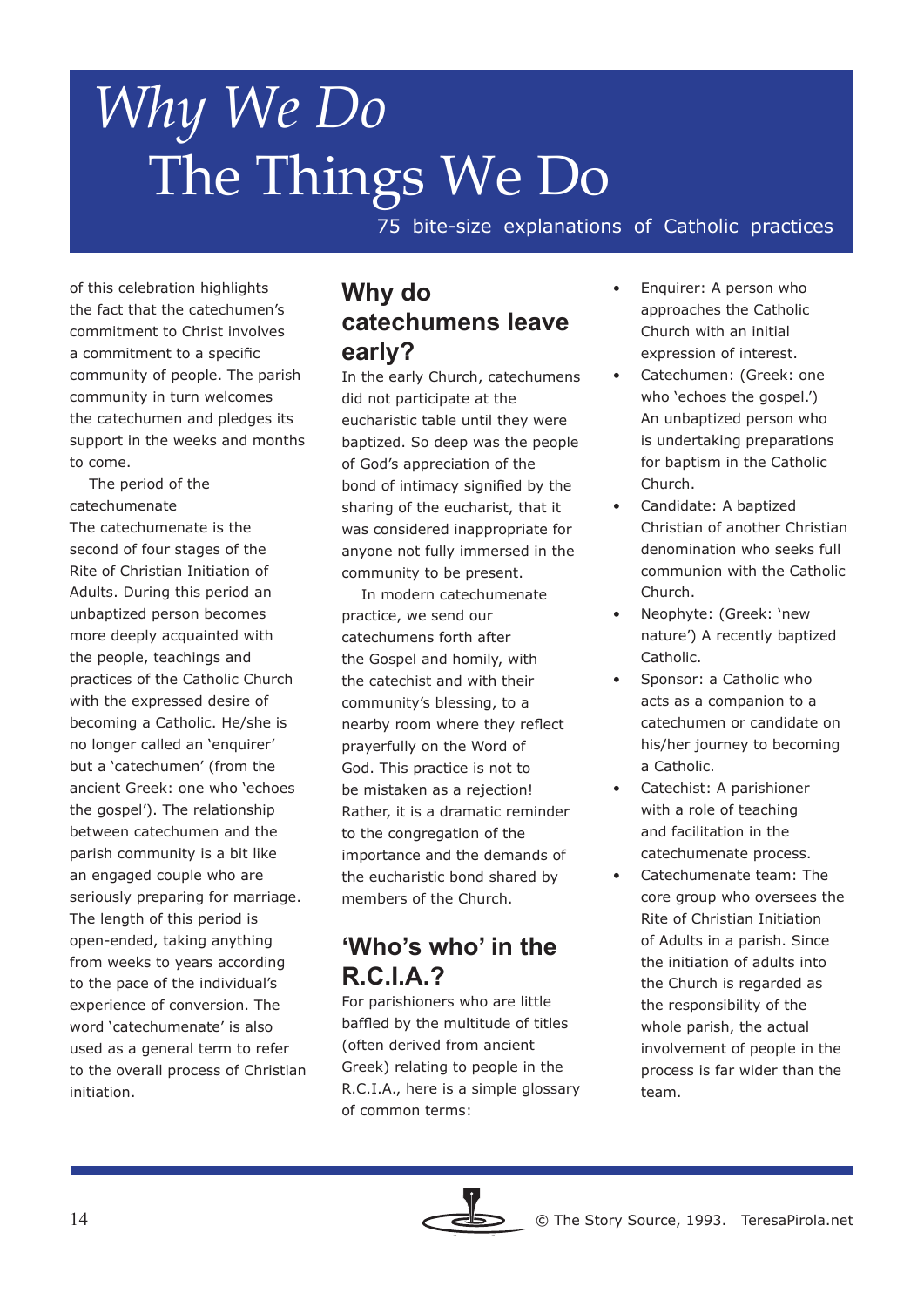of this celebration highlights the fact that the catechumen's commitment to Christ involves a commitment to a specific community of people. The parish community in turn welcomes the catechumen and pledges its support in the weeks and months to come.

The period of the catechumenate

The catechumenate is the second of four stages of the Rite of Christian Initiation of Adults. During this period an unbaptized person becomes more deeply acquainted with the people, teachings and practices of the Catholic Church with the expressed desire of becoming a Catholic. He/she is no longer called an 'enquirer' but a 'catechumen' (from the ancient Greek: one who 'echoes the gospel'). The relationship between catechumen and the parish community is a bit like an engaged couple who are seriously preparing for marriage. The length of this period is open-ended, taking anything from weeks to years according to the pace of the individual's experience of conversion. The word 'catechumenate' is also used as a general term to refer to the overall process of Christian initiation.

## Why do catechumens leave early?

In the early Church, catechumens did not participate at the eucharistic table until they were baptized. So deep was the people of God's appreciation of the bond of intimacy signified by the sharing of the eucharist, that it was considered inappropriate for anyone not fully immersed in the community to be present.

In modern catechumenate practice, we send our catechumens forth after the Gospel and homily, with the catechist and with their community's blessing, to a nearby room where they reflect prayerfully on the Word of God. This practice is not to be mistaken as a rejection! Rather, it is a dramatic reminder to the congregation of the importance and the demands of the eucharistic bond shared by members of the Church.

## 'Who's who' in the R.C.I.A.?

For parishioners who are little baffled by the multitude of titles (often derived from ancient Greek) relating to people in the R.C.I.A., here is a simple glossary of common terms:

- Enquirer: A person who approaches the Catholic Church with an initial expression of interest.
- Catechumen: (Greek: one who 'echoes the gospel.') An unbaptized person who is undertaking preparations for baptism in the Catholic Church.
- Candidate: A baptized Christian of another Christian denomination who seeks full communion with the Catholic Church.
- Neophyte: (Greek: 'new nature') A recently baptized Catholic.
- Sponsor: a Catholic who acts as a companion to a catechumen or candidate on his/her journey to becoming a Catholic.
- Catechist: A parishioner with a role of teaching and facilitation in the catechumenate process.
- Catechumenate team: The core group who oversees the Rite of Christian Initiation of Adults in a parish. Since the initiation of adults into the Church is regarded as the responsibility of the whole parish, the actual involvement of people in the process is far wider than the team.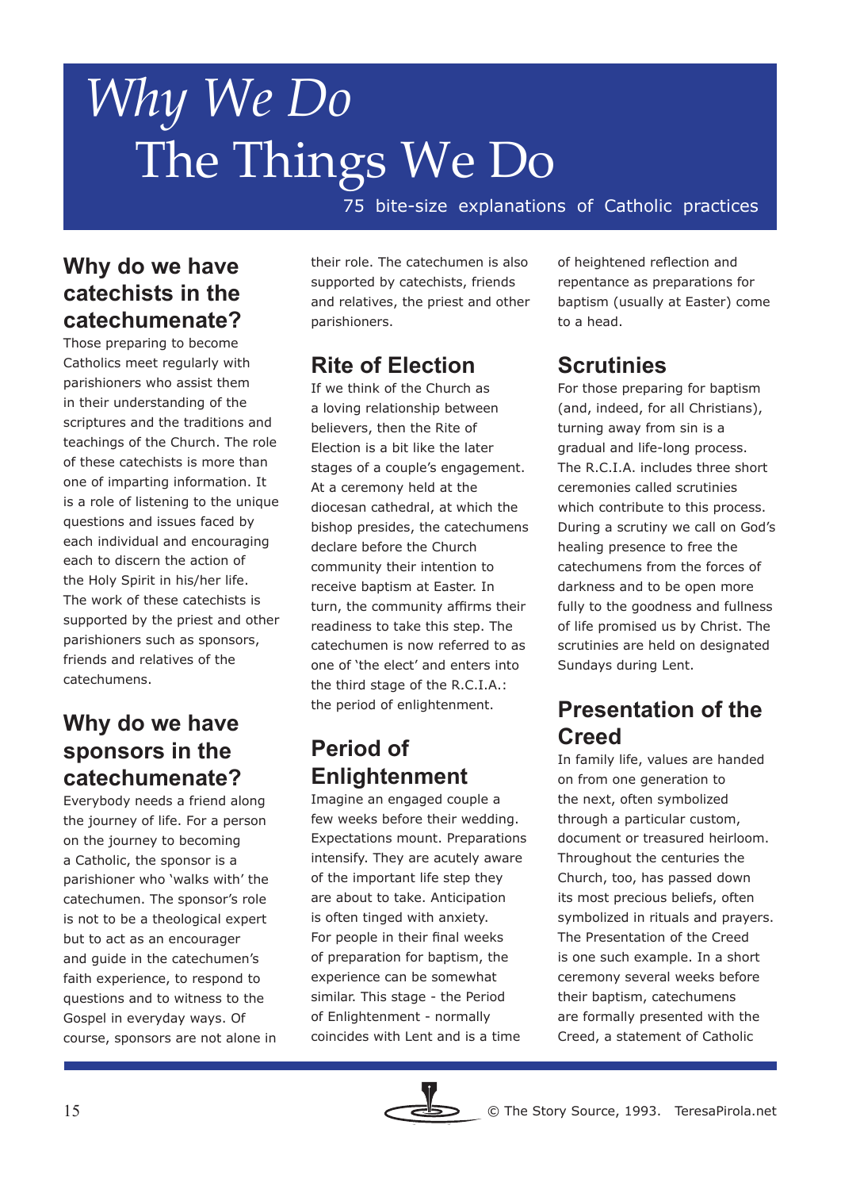# *Why We Do* The Things We Do

75 bite-size explanations of Catholic practices

## Why do we have catechists in the catechumenate?

Those preparing to become Catholics meet regularly with parishioners who assist them in their understanding of the scriptures and the traditions and teachings of the Church. The role of these catechists is more than one of imparting information. It is a role of listening to the unique questions and issues faced by each individual and encouraging each to discern the action of the Holy Spirit in his/her life. The work of these catechists is supported by the priest and other parishioners such as sponsors, friends and relatives of the catechumens.

## Why do we have sponsors in the catechumenate?

Everybody needs a friend along the journey of life. For a person on the journey to becoming a Catholic, the sponsor is a parishioner who 'walks with' the catechumen. The sponsor's role is not to be a theological expert but to act as an encourager and guide in the catechumen's faith experience, to respond to questions and to witness to the Gospel in everyday ways. Of course, sponsors are not alone in their role. The catechumen is also supported by catechists, friends and relatives, the priest and other parishioners.

## Rite of Election

If we think of the Church as a loving relationship between believers, then the Rite of Election is a bit like the later stages of a couple's engagement. At a ceremony held at the diocesan cathedral, at which the bishop presides, the catechumens declare before the Church community their intention to receive baptism at Easter. In turn, the community affirms their readiness to take this step. The catechumen is now referred to as one of 'the elect' and enters into the third stage of the R.C.I.A.: the period of enlightenment.

## Period of Enlightenment

Imagine an engaged couple a few weeks before their wedding. Expectations mount. Preparations intensify. They are acutely aware of the important life step they are about to take. Anticipation is often tinged with anxiety. For people in their final weeks of preparation for baptism, the experience can be somewhat similar. This stage - the Period of Enlightenment - normally coincides with Lent and is a time of heightened reflection and repentance as preparations for baptism (usually at Easter) come to a head.

## Scrutinies

For those preparing for baptism (and, indeed, for all Christians), turning away from sin is a gradual and life-long process. The R.C.I.A. includes three short ceremonies called scrutinies which contribute to this process. During a scrutiny we call on God's healing presence to free the catechumens from the forces of darkness and to be open more fully to the goodness and fullness of life promised us by Christ. The scrutinies are held on designated Sundays during Lent.

## Presentation of the Creed

In family life, values are handed on from one generation to the next, often symbolized through a particular custom, document or treasured heirloom. Throughout the centuries the Church, too, has passed down its most precious beliefs, often symbolized in rituals and prayers. The Presentation of the Creed is one such example. In a short ceremony several weeks before their baptism, catechumens are formally presented with the Creed, a statement of Catholic

© The Story Source, 1993. TeresaPirola.net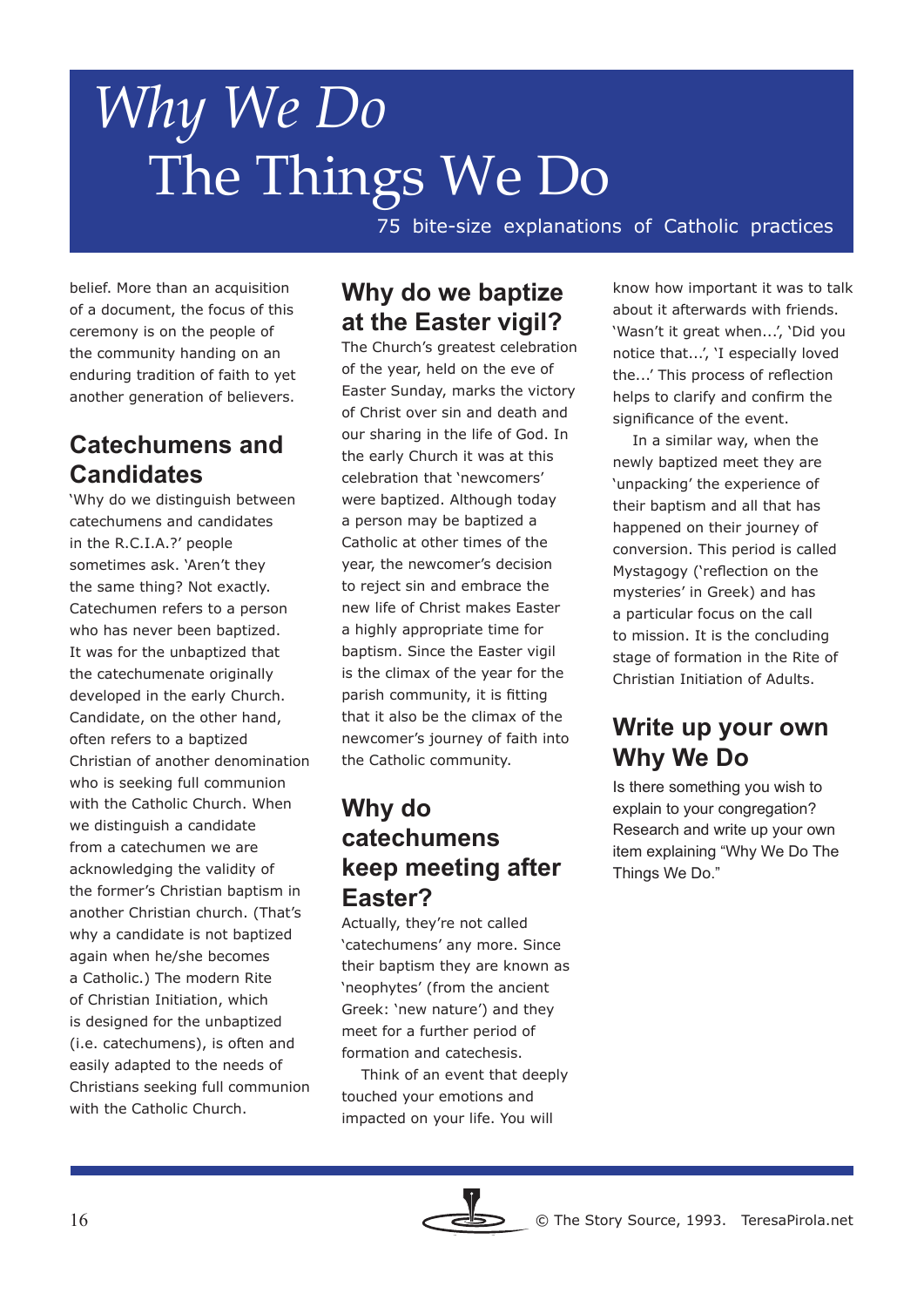belief. More than an acquisition of a document, the focus of this ceremony is on the people of the community handing on an enduring tradition of faith to yet another generation of believers.

## Catechumens and Candidates

'Why do we distinguish between catechumens and candidates in the R.C.I.A.?' people sometimes ask. 'Aren't they the same thing? Not exactly. Catechumen refers to a person who has never been baptized. It was for the unbaptized that the catechumenate originally developed in the early Church. Candidate, on the other hand, often refers to a baptized Christian of another denomination who is seeking full communion with the Catholic Church. When we distinguish a candidate from a catechumen we are acknowledging the validity of the former's Christian baptism in another Christian church. (That's why a candidate is not baptized again when he/she becomes a Catholic.) The modern Rite of Christian Initiation, which is designed for the unbaptized (i.e. catechumens), is often and easily adapted to the needs of Christians seeking full communion with the Catholic Church.

## Why do we baptize at the Easter vigil?

The Church's greatest celebration of the year, held on the eve of Easter Sunday, marks the victory of Christ over sin and death and our sharing in the life of God. In the early Church it was at this celebration that 'newcomers' were baptized. Although today a person may be baptized a Catholic at other times of the year, the newcomer's decision to reject sin and embrace the new life of Christ makes Easter a highly appropriate time for baptism. Since the Easter vigil is the climax of the year for the parish community, it is fitting that it also be the climax of the newcomer's journey of faith into the Catholic community.

## Why do catechumens keep meeting after Easter?

Actually, they're not called 'catechumens' any more. Since their baptism they are known as 'neophytes' (from the ancient Greek: 'new nature') and they meet for a further period of formation and catechesis.

Think of an event that deeply touched your emotions and impacted on your life. You will know how important it was to talk about it afterwards with friends. 'Wasn't it great when...', 'Did you notice that...', 'I especially loved the...' This process of reflection helps to clarify and confirm the significance of the event.

In a similar way, when the newly baptized meet they are 'unpacking' the experience of their baptism and all that has happened on their journey of conversion. This period is called Mystagogy ('reflection on the mysteries' in Greek) and has a particular focus on the call to mission. It is the concluding stage of formation in the Rite of Christian Initiation of Adults.

## Write up your own Why We Do

Is there something you wish to explain to your congregation? Research and write up your own item explaining "Why We Do The Things We Do."

© The Story Source, 1993. TeresaPirola.net